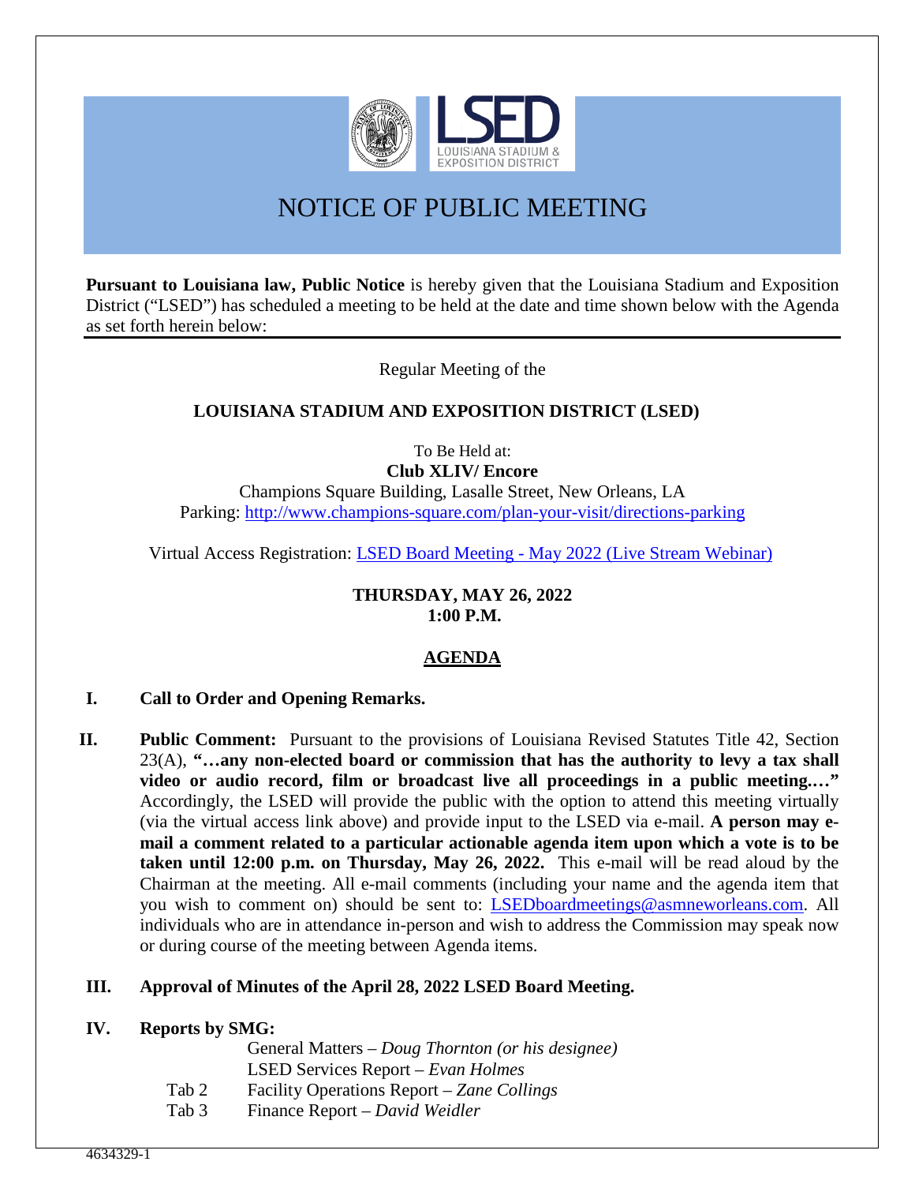# NOTICE OF PUBLIC MEETING

**Pursuant to Louisiana law, Public Notice** is hereby given that the Louisiana Stadium and Exposition District ("LSED") has scheduled a meeting to be held at the date and time shown below with the Agenda as set forth herein below:

Regular Meeting of the

**LOUISIANA STADIUM AND EXPOSITION DISTRICT (LSED)**

To Be Held at:
**Club XLIV/ Encore**
Champions Square Building, Lasalle Street, New Orleans, LA
Parking: http://www.champions-square.com/plan-your-visit/directions-parking

Virtual Access Registration: LSED Board Meeting - May 2022 (Live Stream Webinar)

**THURSDAY, MAY 26, 2022**
**1:00 P.M.**

## AGENDA

**I. Call to Order and Opening Remarks.**

**II. Public Comment:** Pursuant to the provisions of Louisiana Revised Statutes Title 42, Section 23(A), **"…any non-elected board or commission that has the authority to levy a tax shall video or audio record, film or broadcast live all proceedings in a public meeting.…"** Accordingly, the LSED will provide the public with the option to attend this meeting virtually (via the virtual access link above) and provide input to the LSED via e-mail. **A person may e-mail a comment related to a particular actionable agenda item upon which a vote is to be taken until 12:00 p.m. on Thursday, May 26, 2022.** This e-mail will be read aloud by the Chairman at the meeting. All e-mail comments (including your name and the agenda item that you wish to comment on) should be sent to: LSEDboardmeetings@asmneworleans.com. All individuals who are in attendance in-person and wish to address the Commission may speak now or during course of the meeting between Agenda items.

**III. Approval of Minutes of the April 28, 2022 LSED Board Meeting.**

**IV. Reports by SMG:**

General Matters – *Doug Thornton (or his designee)*
LSED Services Report – *Evan Holmes*
Tab 2 Facility Operations Report – *Zane Collings*
Tab 3 Finance Report – *David Weidler*

4634329-1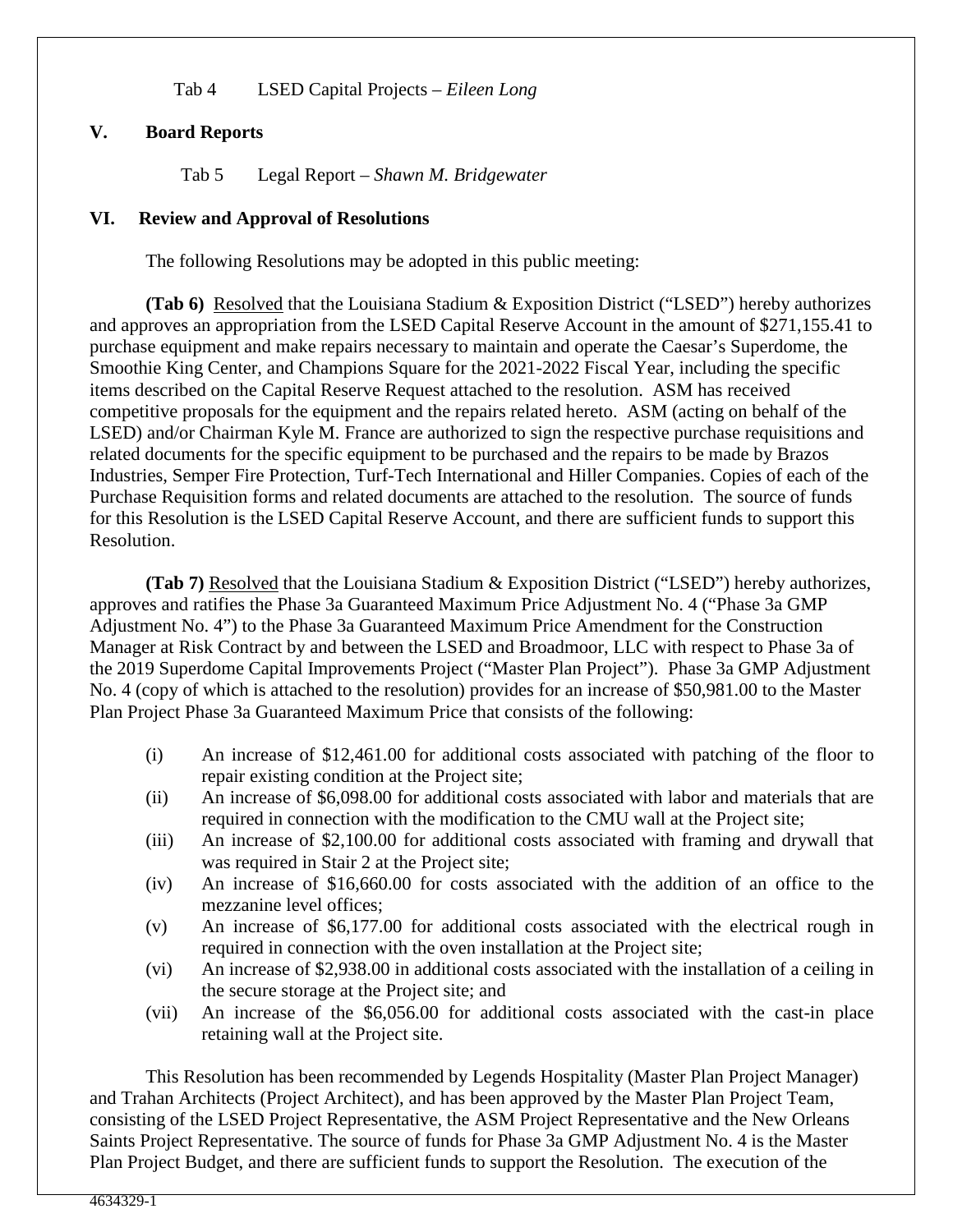Tab 4 LSED Capital Projects – *Eileen Long*

## V. Board Reports

Tab 5 Legal Report – *Shawn M. Bridgewater*

## VI. Review and Approval of Resolutions

The following Resolutions may be adopted in this public meeting:

**(Tab 6)** Resolved that the Louisiana Stadium & Exposition District ("LSED") hereby authorizes and approves an appropriation from the LSED Capital Reserve Account in the amount of $271,155.41 to purchase equipment and make repairs necessary to maintain and operate the Caesar's Superdome, the Smoothie King Center, and Champions Square for the 2021-2022 Fiscal Year, including the specific items described on the Capital Reserve Request attached to the resolution. ASM has received competitive proposals for the equipment and the repairs related hereto. ASM (acting on behalf of the LSED) and/or Chairman Kyle M. France are authorized to sign the respective purchase requisitions and related documents for the specific equipment to be purchased and the repairs to be made by Brazos Industries, Semper Fire Protection, Turf-Tech International and Hiller Companies. Copies of each of the Purchase Requisition forms and related documents are attached to the resolution. The source of funds for this Resolution is the LSED Capital Reserve Account, and there are sufficient funds to support this Resolution.

**(Tab 7)** Resolved that the Louisiana Stadium & Exposition District ("LSED") hereby authorizes, approves and ratifies the Phase 3a Guaranteed Maximum Price Adjustment No. 4 ("Phase 3a GMP Adjustment No. 4") to the Phase 3a Guaranteed Maximum Price Amendment for the Construction Manager at Risk Contract by and between the LSED and Broadmoor, LLC with respect to Phase 3a of the 2019 Superdome Capital Improvements Project ("Master Plan Project"). Phase 3a GMP Adjustment No. 4 (copy of which is attached to the resolution) provides for an increase of $50,981.00 to the Master Plan Project Phase 3a Guaranteed Maximum Price that consists of the following:

- (i) An increase of $12,461.00 for additional costs associated with patching of the floor to repair existing condition at the Project site;
- (ii) An increase of $6,098.00 for additional costs associated with labor and materials that are required in connection with the modification to the CMU wall at the Project site;
- (iii) An increase of $2,100.00 for additional costs associated with framing and drywall that was required in Stair 2 at the Project site;
- (iv) An increase of $16,660.00 for costs associated with the addition of an office to the mezzanine level offices;
- (v) An increase of $6,177.00 for additional costs associated with the electrical rough in required in connection with the oven installation at the Project site;
- (vi) An increase of $2,938.00 in additional costs associated with the installation of a ceiling in the secure storage at the Project site; and
- (vii) An increase of the $6,056.00 for additional costs associated with the cast-in place retaining wall at the Project site.

This Resolution has been recommended by Legends Hospitality (Master Plan Project Manager) and Trahan Architects (Project Architect), and has been approved by the Master Plan Project Team, consisting of the LSED Project Representative, the ASM Project Representative and the New Orleans Saints Project Representative. The source of funds for Phase 3a GMP Adjustment No. 4 is the Master Plan Project Budget, and there are sufficient funds to support the Resolution. The execution of the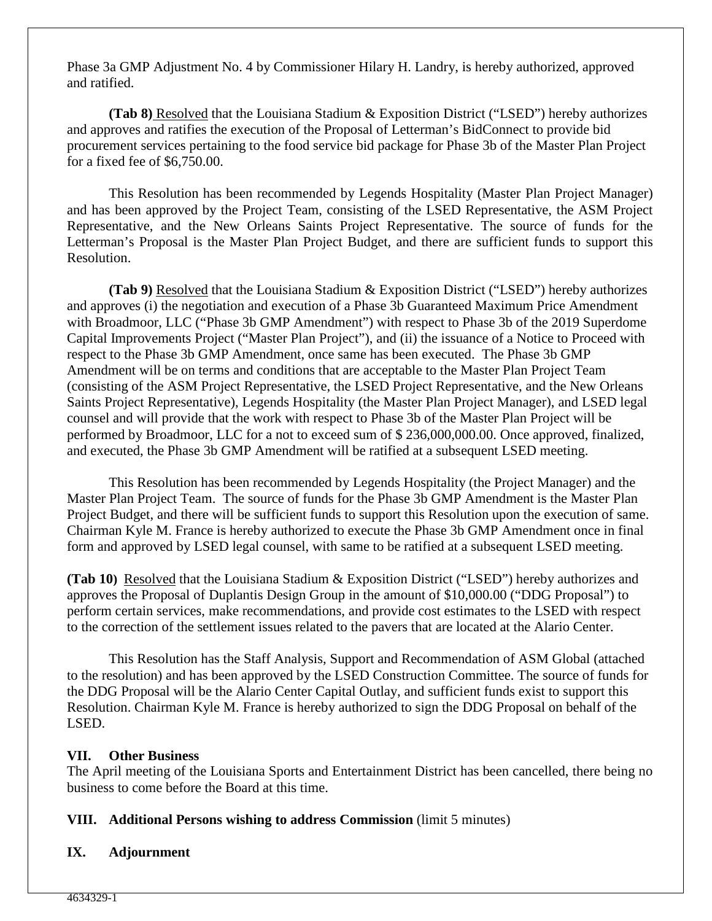Phase 3a GMP Adjustment No. 4 by Commissioner Hilary H. Landry, is hereby authorized, approved and ratified.

**(Tab 8)** Resolved that the Louisiana Stadium & Exposition District ("LSED") hereby authorizes and approves and ratifies the execution of the Proposal of Letterman's BidConnect to provide bid procurement services pertaining to the food service bid package for Phase 3b of the Master Plan Project for a fixed fee of $6,750.00.

This Resolution has been recommended by Legends Hospitality (Master Plan Project Manager) and has been approved by the Project Team, consisting of the LSED Representative, the ASM Project Representative, and the New Orleans Saints Project Representative. The source of funds for the Letterman's Proposal is the Master Plan Project Budget, and there are sufficient funds to support this Resolution.

**(Tab 9)** Resolved that the Louisiana Stadium & Exposition District ("LSED") hereby authorizes and approves (i) the negotiation and execution of a Phase 3b Guaranteed Maximum Price Amendment with Broadmoor, LLC ("Phase 3b GMP Amendment") with respect to Phase 3b of the 2019 Superdome Capital Improvements Project ("Master Plan Project"), and (ii) the issuance of a Notice to Proceed with respect to the Phase 3b GMP Amendment, once same has been executed. The Phase 3b GMP Amendment will be on terms and conditions that are acceptable to the Master Plan Project Team (consisting of the ASM Project Representative, the LSED Project Representative, and the New Orleans Saints Project Representative), Legends Hospitality (the Master Plan Project Manager), and LSED legal counsel and will provide that the work with respect to Phase 3b of the Master Plan Project will be performed by Broadmoor, LLC for a not to exceed sum of $ 236,000,000.00. Once approved, finalized, and executed, the Phase 3b GMP Amendment will be ratified at a subsequent LSED meeting.

This Resolution has been recommended by Legends Hospitality (the Project Manager) and the Master Plan Project Team. The source of funds for the Phase 3b GMP Amendment is the Master Plan Project Budget, and there will be sufficient funds to support this Resolution upon the execution of same. Chairman Kyle M. France is hereby authorized to execute the Phase 3b GMP Amendment once in final form and approved by LSED legal counsel, with same to be ratified at a subsequent LSED meeting.

**(Tab 10)** Resolved that the Louisiana Stadium & Exposition District ("LSED") hereby authorizes and approves the Proposal of Duplantis Design Group in the amount of $10,000.00 ("DDG Proposal") to perform certain services, make recommendations, and provide cost estimates to the LSED with respect to the correction of the settlement issues related to the pavers that are located at the Alario Center.

This Resolution has the Staff Analysis, Support and Recommendation of ASM Global (attached to the resolution) and has been approved by the LSED Construction Committee. The source of funds for the DDG Proposal will be the Alario Center Capital Outlay, and sufficient funds exist to support this Resolution. Chairman Kyle M. France is hereby authorized to sign the DDG Proposal on behalf of the LSED.

## VII. Other Business

The April meeting of the Louisiana Sports and Entertainment District has been cancelled, there being no business to come before the Board at this time.

## VIII. Additional Persons wishing to address Commission (limit 5 minutes)

## IX. Adjournment

4634329-1